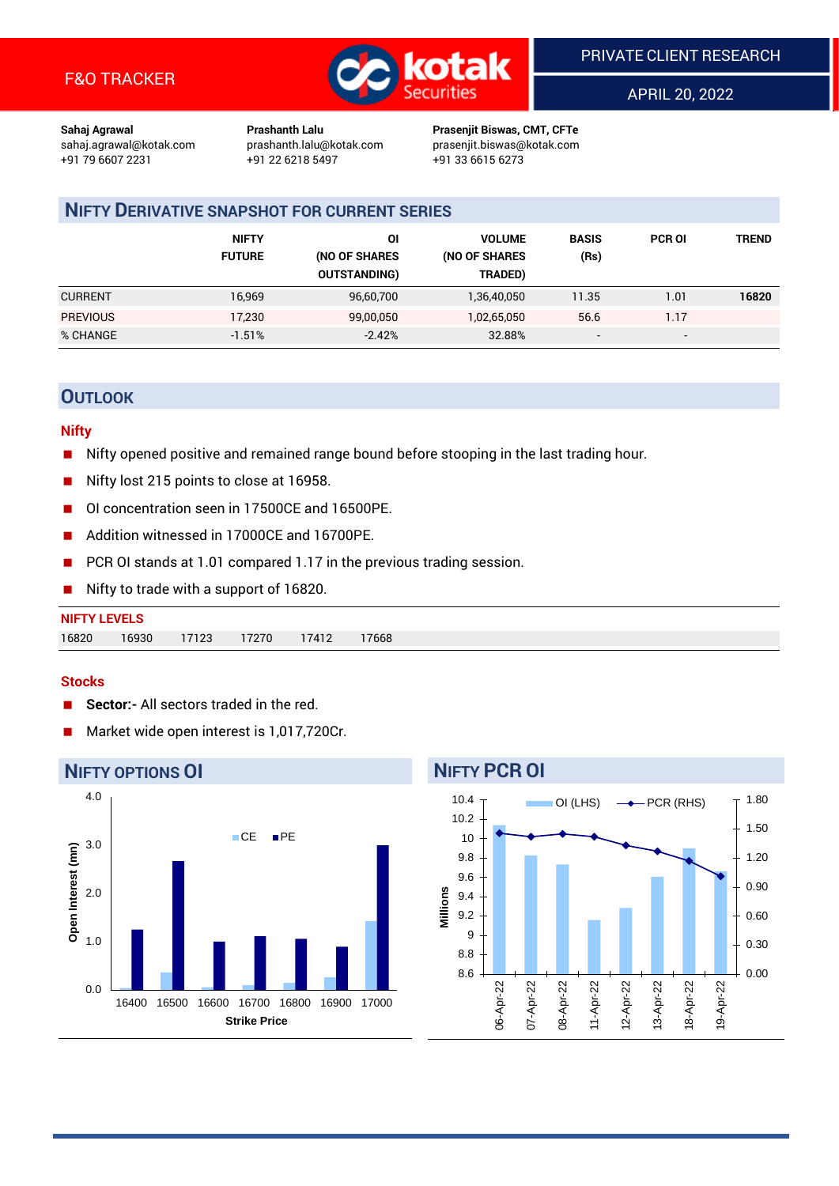F&O TRACKER

PRIVATE CLIENT RESEARCH

APRIL 20, 2022

**Sahaj Agrawal**
sahaj.agrawal@kotak.com
+91 79 6607 2231

**Prashanth Lalu**
prashanth.lalu@kotak.com
+91 22 6218 5497

**Prasenjit Biswas, CMT, CFTe**
prasenjit.biswas@kotak.com
+91 33 6615 6273

## NIFTY DERIVATIVE SNAPSHOT FOR CURRENT SERIES

| | NIFTY FUTURE | OI (NO OF SHARES OUTSTANDING) | VOLUME (NO OF SHARES TRADED) | BASIS (Rs) | PCR OI | TREND |
|---|---|---|---|---|---|---|
| CURRENT | 16,969 | 96,60,700 | 1,36,40,050 | 11.35 | 1.01 | **16820** |
| PREVIOUS | 17,230 | 99,00,050 | 1,02,65,050 | 56.6 | 1.17 | |
| % CHANGE | -1.51% | -2.42% | 32.88% | - | - | |

## OUTLOOK

### Nifty

- Nifty opened positive and remained range bound before stooping in the last trading hour.
- Nifty lost 215 points to close at 16958.
- OI concentration seen in 17500CE and 16500PE.
- Addition witnessed in 17000CE and 16700PE.
- PCR OI stands at 1.01 compared 1.17 in the previous trading session.
- Nifty to trade with a support of 16820.

**NIFTY LEVELS**

| 16820 | 16930 | 17123 | 17270 | 17412 | 17668 |
|---|---|---|---|---|---|

### Stocks

- **Sector:-** All sectors traded in the red.
- Market wide open interest is 1,017,720Cr.

## NIFTY OPTIONS OI

## NIFTY PCR OI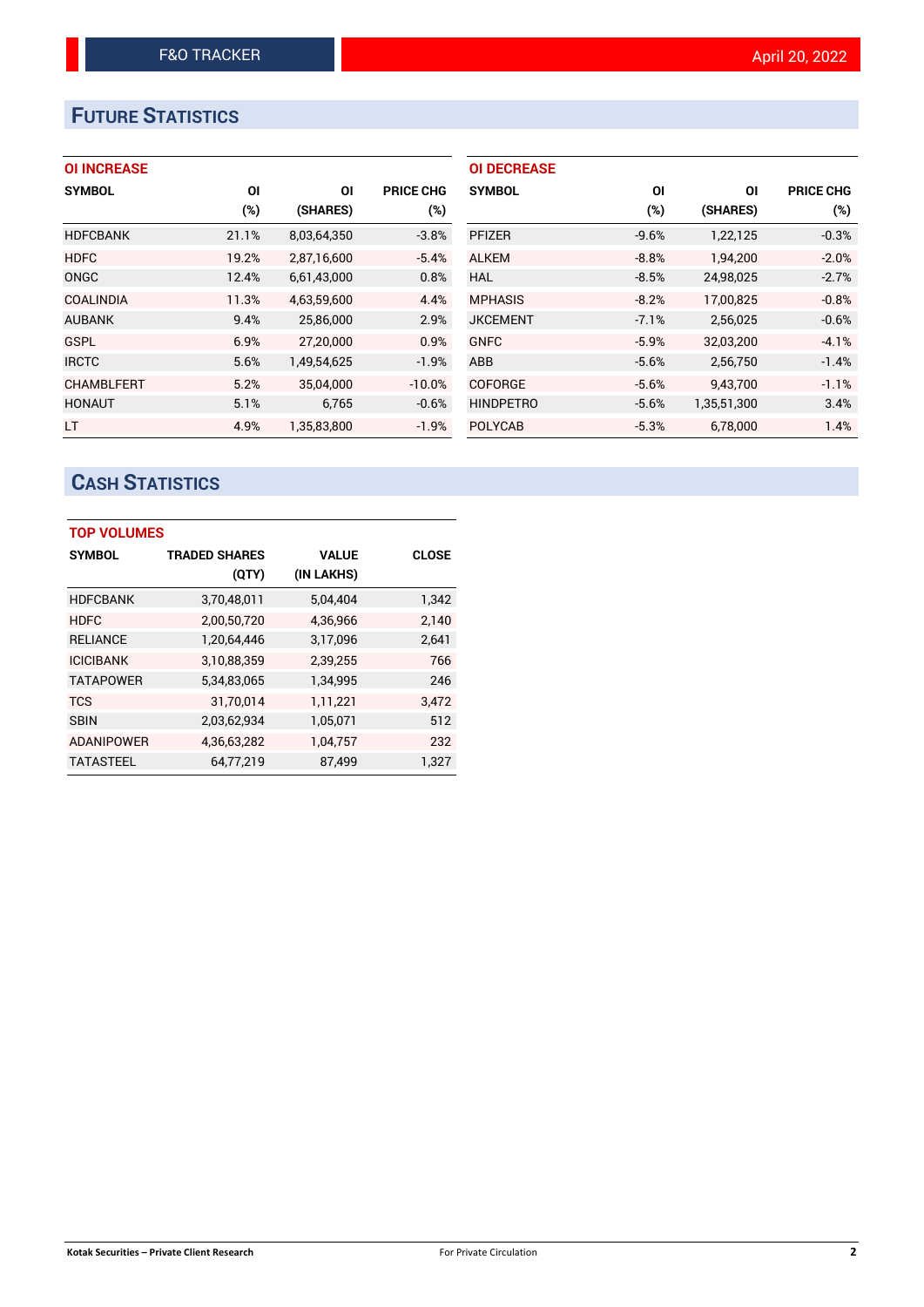## FUTURE STATISTICS

### OI INCREASE

| SYMBOL | OI (%) | OI (SHARES) | PRICE CHG (%) |
|---|---|---|---|
| HDFCBANK | 21.1% | 8,03,64,350 | -3.8% |
| HDFC | 19.2% | 2,87,16,600 | -5.4% |
| ONGC | 12.4% | 6,61,43,000 | 0.8% |
| COALINDIA | 11.3% | 4,63,59,600 | 4.4% |
| AUBANK | 9.4% | 25,86,000 | 2.9% |
| GSPL | 6.9% | 27,20,000 | 0.9% |
| IRCTC | 5.6% | 1,49,54,625 | -1.9% |
| CHAMBLFERT | 5.2% | 35,04,000 | -10.0% |
| HONAUT | 5.1% | 6,765 | -0.6% |
| LT | 4.9% | 1,35,83,800 | -1.9% |

### OI DECREASE

| SYMBOL | OI (%) | OI (SHARES) | PRICE CHG (%) |
|---|---|---|---|
| PFIZER | -9.6% | 1,22,125 | -0.3% |
| ALKEM | -8.8% | 1,94,200 | -2.0% |
| HAL | -8.5% | 24,98,025 | -2.7% |
| MPHASIS | -8.2% | 17,00,825 | -0.8% |
| JKCEMENT | -7.1% | 2,56,025 | -0.6% |
| GNFC | -5.9% | 32,03,200 | -4.1% |
| ABB | -5.6% | 2,56,750 | -1.4% |
| COFORGE | -5.6% | 9,43,700 | -1.1% |
| HINDPETRO | -5.6% | 1,35,51,300 | 3.4% |
| POLYCAB | -5.3% | 6,78,000 | 1.4% |

## CASH STATISTICS

### TOP VOLUMES

| SYMBOL | TRADED SHARES (QTY) | VALUE (IN LAKHS) | CLOSE |
|---|---|---|---|
| HDFCBANK | 3,70,48,011 | 5,04,404 | 1,342 |
| HDFC | 2,00,50,720 | 4,36,966 | 2,140 |
| RELIANCE | 1,20,64,446 | 3,17,096 | 2,641 |
| ICICIBANK | 3,10,88,359 | 2,39,255 | 766 |
| TATAPOWER | 5,34,83,065 | 1,34,995 | 246 |
| TCS | 31,70,014 | 1,11,221 | 3,472 |
| SBIN | 2,03,62,934 | 1,05,071 | 512 |
| ADANIPOWER | 4,36,63,282 | 1,04,757 | 232 |
| TATASTEEL | 64,77,219 | 87,499 | 1,327 |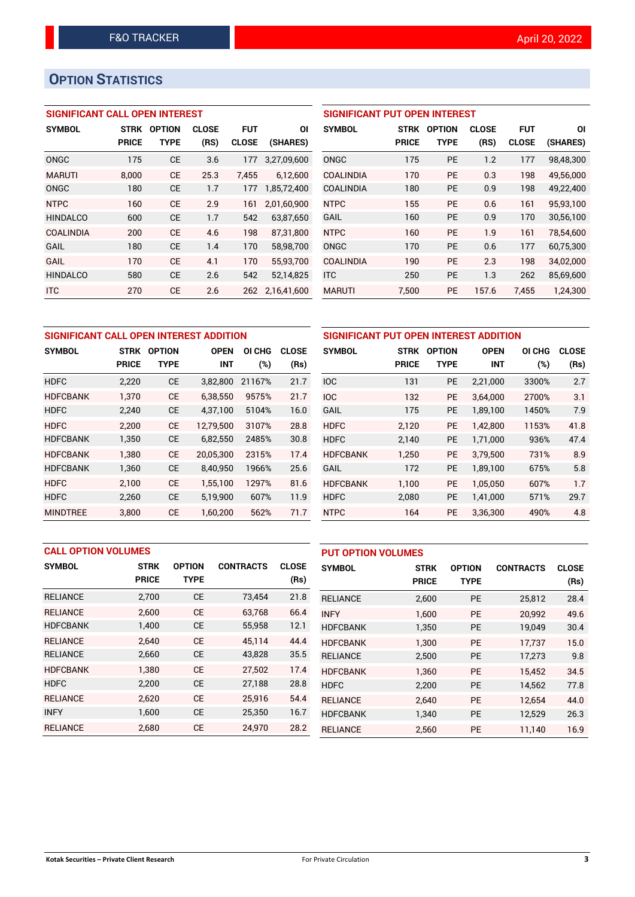## OPTION STATISTICS

### SIGNIFICANT CALL OPEN INTEREST

| SYMBOL | STRK PRICE | OPTION TYPE | CLOSE (RS) | FUT CLOSE | OI (SHARES) |
|---|---|---|---|---|---|
| ONGC | 175 | CE | 3.6 | 177 | 3,27,09,600 |
| MARUTI | 8,000 | CE | 25.3 | 7,455 | 6,12,600 |
| ONGC | 180 | CE | 1.7 | 177 | 1,85,72,400 |
| NTPC | 160 | CE | 2.9 | 161 | 2,01,60,900 |
| HINDALCO | 600 | CE | 1.7 | 542 | 63,87,650 |
| COALINDIA | 200 | CE | 4.6 | 198 | 87,31,800 |
| GAIL | 180 | CE | 1.4 | 170 | 58,98,700 |
| GAIL | 170 | CE | 4.1 | 170 | 55,93,700 |
| HINDALCO | 580 | CE | 2.6 | 542 | 52,14,825 |
| ITC | 270 | CE | 2.6 | 262 | 2,16,41,600 |

### SIGNIFICANT PUT OPEN INTEREST

| SYMBOL | STRK PRICE | OPTION TYPE | CLOSE (RS) | FUT CLOSE | OI (SHARES) |
|---|---|---|---|---|---|
| ONGC | 175 | PE | 1.2 | 177 | 98,48,300 |
| COALINDIA | 170 | PE | 0.3 | 198 | 49,56,000 |
| COALINDIA | 180 | PE | 0.9 | 198 | 49,22,400 |
| NTPC | 155 | PE | 0.6 | 161 | 95,93,100 |
| GAIL | 160 | PE | 0.9 | 170 | 30,56,100 |
| NTPC | 160 | PE | 1.9 | 161 | 78,54,600 |
| ONGC | 170 | PE | 0.6 | 177 | 60,75,300 |
| COALINDIA | 190 | PE | 2.3 | 198 | 34,02,000 |
| ITC | 250 | PE | 1.3 | 262 | 85,69,600 |
| MARUTI | 7,500 | PE | 157.6 | 7,455 | 1,24,300 |

### SIGNIFICANT CALL OPEN INTEREST ADDITION

| SYMBOL | STRK PRICE | OPTION TYPE | OPEN INT | OI CHG (%) | CLOSE (Rs) |
|---|---|---|---|---|---|
| HDFC | 2,220 | CE | 3,82,800 | 21167% | 21.7 |
| HDFCBANK | 1,370 | CE | 6,38,550 | 9575% | 21.7 |
| HDFC | 2,240 | CE | 4,37,100 | 5104% | 16.0 |
| HDFC | 2,200 | CE | 12,79,500 | 3107% | 28.8 |
| HDFCBANK | 1,350 | CE | 6,82,550 | 2485% | 30.8 |
| HDFCBANK | 1,380 | CE | 20,05,300 | 2315% | 17.4 |
| HDFCBANK | 1,360 | CE | 8,40,950 | 1966% | 25.6 |
| HDFC | 2,100 | CE | 1,55,100 | 1297% | 81.6 |
| HDFC | 2,260 | CE | 5,19,900 | 607% | 11.9 |
| MINDTREE | 3,800 | CE | 1,60,200 | 562% | 71.7 |

### SIGNIFICANT PUT OPEN INTEREST ADDITION

| SYMBOL | STRK PRICE | OPTION TYPE | OPEN INT | OI CHG (%) | CLOSE (Rs) |
|---|---|---|---|---|---|
| IOC | 131 | PE | 2,21,000 | 3300% | 2.7 |
| IOC | 132 | PE | 3,64,000 | 2700% | 3.1 |
| GAIL | 175 | PE | 1,89,100 | 1450% | 7.9 |
| HDFC | 2,120 | PE | 1,42,800 | 1153% | 41.8 |
| HDFC | 2,140 | PE | 1,71,000 | 936% | 47.4 |
| HDFCBANK | 1,250 | PE | 3,79,500 | 731% | 8.9 |
| GAIL | 172 | PE | 1,89,100 | 675% | 5.8 |
| HDFCBANK | 1,100 | PE | 1,05,050 | 607% | 1.7 |
| HDFC | 2,080 | PE | 1,41,000 | 571% | 29.7 |
| NTPC | 164 | PE | 3,36,300 | 490% | 4.8 |

### CALL OPTION VOLUMES

| SYMBOL | STRK PRICE | OPTION TYPE | CONTRACTS | CLOSE (Rs) |
|---|---|---|---|---|
| RELIANCE | 2,700 | CE | 73,454 | 21.8 |
| RELIANCE | 2,600 | CE | 63,768 | 66.4 |
| HDFCBANK | 1,400 | CE | 55,958 | 12.1 |
| RELIANCE | 2,640 | CE | 45,114 | 44.4 |
| RELIANCE | 2,660 | CE | 43,828 | 35.5 |
| HDFCBANK | 1,380 | CE | 27,502 | 17.4 |
| HDFC | 2,200 | CE | 27,188 | 28.8 |
| RELIANCE | 2,620 | CE | 25,916 | 54.4 |
| INFY | 1,600 | CE | 25,350 | 16.7 |
| RELIANCE | 2,680 | CE | 24,970 | 28.2 |

### PUT OPTION VOLUMES

| SYMBOL | STRK PRICE | OPTION TYPE | CONTRACTS | CLOSE (Rs) |
|---|---|---|---|---|
| RELIANCE | 2,600 | PE | 25,812 | 28.4 |
| INFY | 1,600 | PE | 20,992 | 49.6 |
| HDFCBANK | 1,350 | PE | 19,049 | 30.4 |
| HDFCBANK | 1,300 | PE | 17,737 | 15.0 |
| RELIANCE | 2,500 | PE | 17,273 | 9.8 |
| HDFCBANK | 1,360 | PE | 15,452 | 34.5 |
| HDFC | 2,200 | PE | 14,562 | 77.8 |
| RELIANCE | 2,640 | PE | 12,654 | 44.0 |
| HDFCBANK | 1,340 | PE | 12,529 | 26.3 |
| RELIANCE | 2,560 | PE | 11,140 | 16.9 |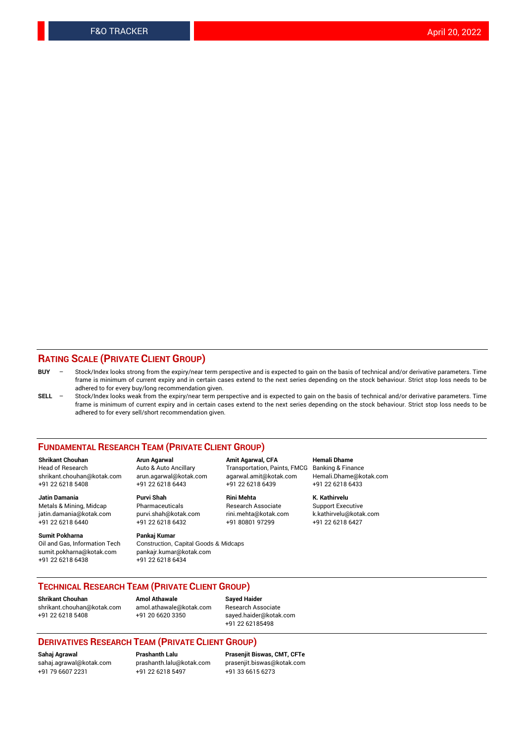## RATING SCALE (PRIVATE CLIENT GROUP)

**BUY** – Stock/Index looks strong from the expiry/near term perspective and is expected to gain on the basis of technical and/or derivative parameters. Time frame is minimum of current expiry and in certain cases extend to the next series depending on the stock behaviour. Strict stop loss needs to be adhered to for every buy/long recommendation given.

**SELL** – Stock/Index looks weak from the expiry/near term perspective and is expected to gain on the basis of technical and/or derivative parameters. Time frame is minimum of current expiry and in certain cases extend to the next series depending on the stock behaviour. Strict stop loss needs to be adhered to for every sell/short recommendation given.

## FUNDAMENTAL RESEARCH TEAM (PRIVATE CLIENT GROUP)

**Shrikant Chouhan**
Head of Research
shrikant.chouhan@kotak.com
+91 22 6218 5408

**Arun Agarwal**
Auto & Auto Ancillary
arun.agarwal@kotak.com
+91 22 6218 6443

**Amit Agarwal, CFA**
Transportation, Paints, FMCG
agarwal.amit@kotak.com
+91 22 6218 6439

**Hemali Dhame**
Banking & Finance
Hemali.Dhame@kotak.com
+91 22 6218 6433

**Jatin Damania**
Metals & Mining, Midcap
jatin.damania@kotak.com
+91 22 6218 6440

**Purvi Shah**
Pharmaceuticals
purvi.shah@kotak.com
+91 22 6218 6432

**Rini Mehta**
Research Associate
rini.mehta@kotak.com
+91 80801 97299

**K. Kathirvelu**
Support Executive
k.kathirvelu@kotak.com
+91 22 6218 6427

**Sumit Pokharna**
Oil and Gas, Information Tech
sumit.pokharna@kotak.com
+91 22 6218 6438

**Pankaj Kumar**
Construction, Capital Goods & Midcaps
pankajr.kumar@kotak.com
+91 22 6218 6434

## TECHNICAL RESEARCH TEAM (PRIVATE CLIENT GROUP)

**Shrikant Chouhan**
shrikant.chouhan@kotak.com
+91 22 6218 5408

**Amol Athawale**
amol.athawale@kotak.com
+91 20 6620 3350

**Sayed Haider**
Research Associate
sayed.haider@kotak.com
+91 22 62185498

## DERIVATIVES RESEARCH TEAM (PRIVATE CLIENT GROUP)

**Sahaj Agrawal**
sahaj.agrawal@kotak.com
+91 79 6607 2231

**Prashanth Lalu**
prashanth.lalu@kotak.com
+91 22 6218 5497

**Prasenjit Biswas, CMT, CFTe**
prasenjit.biswas@kotak.com
+91 33 6615 6273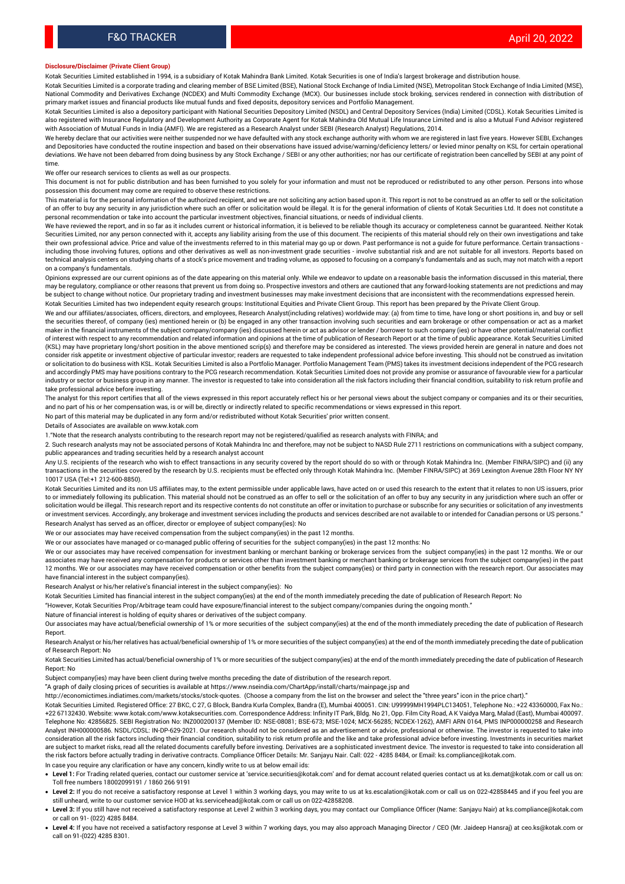#### Disclosure/Disclaimer (Private Client Group)

Kotak Securities Limited established in 1994, is a subsidiary of Kotak Mahindra Bank Limited. Kotak Securities is one of India's largest brokerage and distribution house.

Kotak Securities Limited is a corporate trading and clearing member of BSE Limited (BSE), National Stock Exchange of India Limited (NSE), Metropolitan Stock Exchange of India Limited (MSE), National Commodity and Derivatives Exchange (NCDEX) and Multi Commodity Exchange (MCX). Our businesses include stock broking, services rendered in connection with distribution of primary market issues and financial products like mutual funds and fixed deposits, depository services and Portfolio Management.

Kotak Securities Limited is also a depository participant with National Securities Depository Limited (NSDL) and Central Depository Services (India) Limited (CDSL). Kotak Securities Limited is also registered with Insurance Regulatory and Development Authority as Corporate Agent for Kotak Mahindra Old Mutual Life Insurance Limited and is also a Mutual Fund Advisor registered with Association of Mutual Funds in India (AMFI). We are registered as a Research Analyst under SEBI (Research Analyst) Regulations, 2014.

We hereby declare that our activities were neither suspended nor we have defaulted with any stock exchange authority with whom we are registered in last five years. However SEBI, Exchanges and Depositories have conducted the routine inspection and based on their observations have issued advise/warning/deficiency letters/ or levied minor penalty on KSL for certain operational deviations. We have not been debarred from doing business by any Stock Exchange / SEBI or any other authorities; nor has our certificate of registration been cancelled by SEBI at any point of time.

We offer our research services to clients as well as our prospects.

This document is not for public distribution and has been furnished to you solely for your information and must not be reproduced or redistributed to any other person. Persons into whose possession this document may come are required to observe these restrictions.

This material is for the personal information of the authorized recipient, and we are not soliciting any action based upon it. This report is not to be construed as an offer to sell or the solicitation of an offer to buy any security in any jurisdiction where such an offer or solicitation would be illegal. It is for the general information of clients of Kotak Securities Ltd. It does not constitute a personal recommendation or take into account the particular investment objectives, financial situations, or needs of individual clients.

We have reviewed the report, and in so far as it includes current or historical information, it is believed to be reliable though its accuracy or completeness cannot be guaranteed. Neither Kotak Securities Limited, nor any person connected with it, accepts any liability arising from the use of this document. The recipients of this material should rely on their own investigations and take their own professional advice. Price and value of the investments referred to in this material may go up or down. Past performance is not a guide for future performance. Certain transactions - including those involving futures, options and other derivatives as well as non-investment grade securities - involve substantial risk and are not suitable for all investors. Reports based on technical analysis centers on studying charts of a stock's price movement and trading volume, as opposed to focusing on a company's fundamentals and as such, may not match with a report on a company's fundamentals.

Opinions expressed are our current opinions as of the date appearing on this material only. While we endeavor to update on a reasonable basis the information discussed in this material, there may be regulatory, compliance or other reasons that prevent us from doing so. Prospective investors and others are cautioned that any forward-looking statements are not predictions and may be subject to change without notice. Our proprietary trading and investment businesses may make investment decisions that are inconsistent with the recommendations expressed herein.

Kotak Securities Limited has two independent equity research groups: Institutional Equities and Private Client Group. This report has been prepared by the Private Client Group.

We and our affiliates/associates, officers, directors, and employees, Research Analyst(including relatives) worldwide may: (a) from time to time, have long or short positions in, and buy or sell the securities thereof, of company (ies) mentioned herein or (b) be engaged in any other transaction involving such securities and earn brokerage or other compensation or act as a market maker in the financial instruments of the subject company/company (ies) discussed herein or act as advisor or lender / borrower to such company (ies) or have other potential/material conflict of interest with respect to any recommendation and related information and opinions at the time of publication of Research Report or at the time of public appearance. Kotak Securities Limited (KSL) may have proprietary long/short position in the above mentioned scrip(s) and therefore may be considered as interested. The views provided herein are general in nature and does not consider risk appetite or investment objective of particular investor; readers are requested to take independent professional advice before investing. This should not be construed as invitation or solicitation to do business with KSL. Kotak Securities Limited is also a Portfolio Manager. Portfolio Management Team (PMS) takes its investment decisions independent of the PCG research and accordingly PMS may have positions contrary to the PCG research recommendation. Kotak Securities Limited does not provide any promise or assurance of favourable view for a particular industry or sector or business group in any manner. The investor is requested to take into consideration all the risk factors including their financial condition, suitability to risk return profile and take professional advice before investing.

The analyst for this report certifies that all of the views expressed in this report accurately reflect his or her personal views about the subject company or companies and its or their securities, and no part of his or her compensation was, is or will be, directly or indirectly related to specific recommendations or views expressed in this report.

No part of this material may be duplicated in any form and/or redistributed without Kotak Securities' prior written consent.

Details of Associates are available on www.kotak.com

1."Note that the research analysts contributing to the research report may not be registered/qualified as research analysts with FINRA; and

2. Such research analysts may not be associated persons of Kotak Mahindra Inc and therefore, may not be subject to NASD Rule 2711 restrictions on communications with a subject company, public appearances and trading securities held by a research analyst account

Any U.S. recipients of the research who wish to effect transactions in any security covered by the report should do so with or through Kotak Mahindra Inc. (Member FINRA/SIPC) and (ii) any transactions in the securities covered by the research by U.S. recipients must be effected only through Kotak Mahindra Inc. (Member FINRA/SIPC) at 369 Lexington Avenue 28th Floor NY NY 10017 USA (Tel:+1 212-600-8850).

Kotak Securities Limited and its non US affiliates may, to the extent permissible under applicable laws, have acted on or used this research to the extent that it relates to non US issuers, prior to or immediately following its publication. This material should not be construed as an offer to sell or the solicitation of an offer to buy any security in any jurisdiction where such an offer or solicitation would be illegal. This research report and its respective contents do not constitute an offer or invitation to purchase or subscribe for any securities or solicitation of any investments or investment services. Accordingly, any brokerage and investment services including the products and services described are not available to or intended for Canadian persons or US persons."

Research Analyst has served as an officer, director or employee of subject company(ies): No

We or our associates may have received compensation from the subject company(ies) in the past 12 months.

We or our associates have managed or co-managed public offering of securities for the subject company(ies) in the past 12 months: No

We or our associates may have received compensation for investment banking or merchant banking or brokerage services from the subject company(ies) in the past 12 months. We or our associates may have received any compensation for products or services other than investment banking or merchant banking or brokerage services from the subject company(ies) in the past 12 months. We or our associates may have received compensation or other benefits from the subject company(ies) or third party in connection with the research report. Our associates may have financial interest in the subject company(ies).

Research Analyst or his/her relative's financial interest in the subject company(ies): No

Kotak Securities Limited has financial interest in the subject company(ies) at the end of the month immediately preceding the date of publication of Research Report: No

"However, Kotak Securities Prop/Arbitrage team could have exposure/financial interest to the subject company/companies during the ongoing month."

Nature of financial interest is holding of equity shares or derivatives of the subject company.

Our associates may have actual/beneficial ownership of 1% or more securities of the subject company(ies) at the end of the month immediately preceding the date of publication of Research Report.

Research Analyst or his/her relatives has actual/beneficial ownership of 1% or more securities of the subject company(ies) at the end of the month immediately preceding the date of publication of Research Report: No

Kotak Securities Limited has actual/beneficial ownership of 1% or more securities of the subject company(ies) at the end of the month immediately preceding the date of publication of Research Report: No

Subject company(ies) may have been client during twelve months preceding the date of distribution of the research report.

"A graph of daily closing prices of securities is available at https://www.nseindia.com/ChartApp/install/charts/mainpage.jsp and

http://economictimes.indiatimes.com/markets/stocks/stock-quotes. (Choose a company from the list on the browser and select the "three years" icon in the price chart)."

Kotak Securities Limited. Registered Office: 27 BKC, C 27, G Block, Bandra Kurla Complex, Bandra (E), Mumbai 400051. CIN: U99999MH1994PLC134051, Telephone No.: +22 43360000, Fax No.: +22 67132430. Website: www.kotak.com/www.kotaksecurities.com. Correspondence Address: Infinity IT Park, Bldg. No 21, Opp. Film City Road, A K Vaidya Marg, Malad (East), Mumbai 400097. Telephone No: 42856825. SEBI Registration No: INZ000200137 (Member ID: NSE-08081; BSE-673; MSE-1024; MCX-56285; NCDEX-1262), AMFI ARN 0164, PMS INP000000258 and Research Analyst INH000000586. NSDL/CDSL: IN-DP-629-2021. Our research should not be considered as an advertisement or advice, professional or otherwise. The investor is requested to take into consideration all the risk factors including their financial condition, suitability to risk return profile and the like and take professional advice before investing. Investments in securities market are subject to market risks, read all the related documents carefully before investing. Derivatives are a sophisticated investment device. The investor is requested to take into consideration all the risk factors before actually trading in derivative contracts. Compliance Officer Details: Mr. Sanjayu Nair. Call: 022 - 4285 8484, or Email: ks.compliance@kotak.com.

In case you require any clarification or have any concern, kindly write to us at below email ids:

- **Level 1:** For Trading related queries, contact our customer service at 'service.securities@kotak.com' and for demat account related queries contact us at ks.demat@kotak.com or call us on: Toll free numbers 18002099191 / 1860 266 9191
- **Level 2:** If you do not receive a satisfactory response at Level 1 within 3 working days, you may write to us at ks.escalation@kotak.com or call us on 022-42858445 and if you feel you are still unheard, write to our customer service HOD at ks.servicehead@kotak.com or call us on 022-42858208.
- **Level 3:** If you still have not received a satisfactory response at Level 2 within 3 working days, you may contact our Compliance Officer (Name: Sanjayu Nair) at ks.compliance@kotak.com or call on 91- (022) 4285 8484.
- **Level 4:** If you have not received a satisfactory response at Level 3 within 7 working days, you may also approach Managing Director / CEO (Mr. Jaideep Hansraj) at ceo.ks@kotak.com or call on 91-(022) 4285 8301.